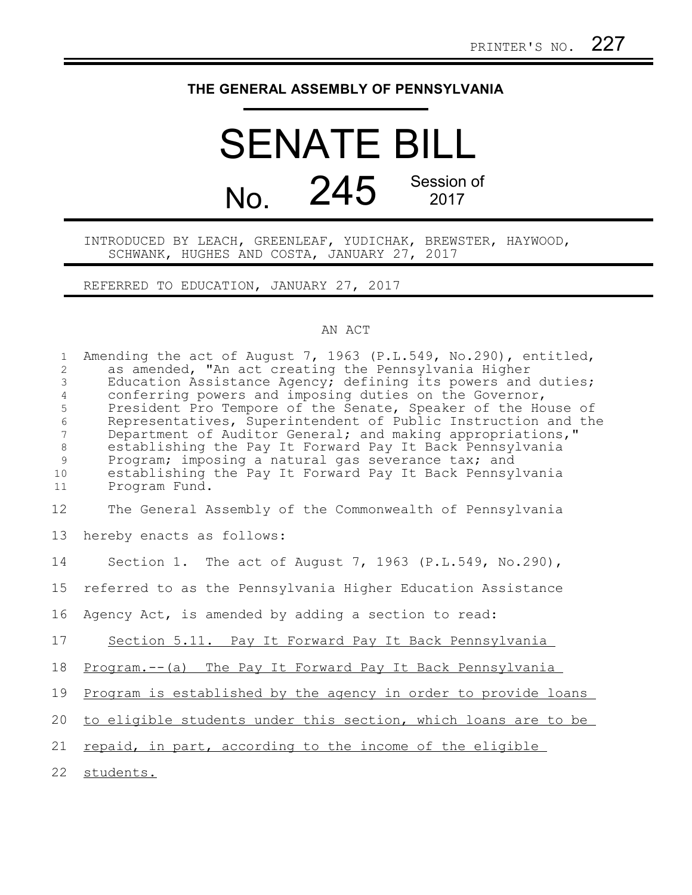PRINTER'S NO. 227

# THE GENERAL ASSEMBLY OF PENNSYLVANIA

# SENATE BILL

# No. 245

Session of 2017

INTRODUCED BY LEACH, GREENLEAF, YUDICHAK, BREWSTER, HAYWOOD, SCHWANK, HUGHES AND COSTA, JANUARY 27, 2017

REFERRED TO EDUCATION, JANUARY 27, 2017

AN ACT

Amending the act of August 7, 1963 (P.L.549, No.290), entitled, as amended, "An act creating the Pennsylvania Higher Education Assistance Agency; defining its powers and duties; conferring powers and imposing duties on the Governor, President Pro Tempore of the Senate, Speaker of the House of Representatives, Superintendent of Public Instruction and the Department of Auditor General; and making appropriations," establishing the Pay It Forward Pay It Back Pennsylvania Program; imposing a natural gas severance tax; and establishing the Pay It Forward Pay It Back Pennsylvania Program Fund.

The General Assembly of the Commonwealth of Pennsylvania hereby enacts as follows:

Section 1. The act of August 7, 1963 (P.L.549, No.290), referred to as the Pennsylvania Higher Education Assistance Agency Act, is amended by adding a section to read:

<u>Section 5.11. Pay It Forward Pay It Back Pennsylvania Program.--(a) The Pay It Forward Pay It Back Pennsylvania Program is established by the agency in order to provide loans to eligible students under this section, which loans are to be repaid, in part, according to the income of the eligible students.</u>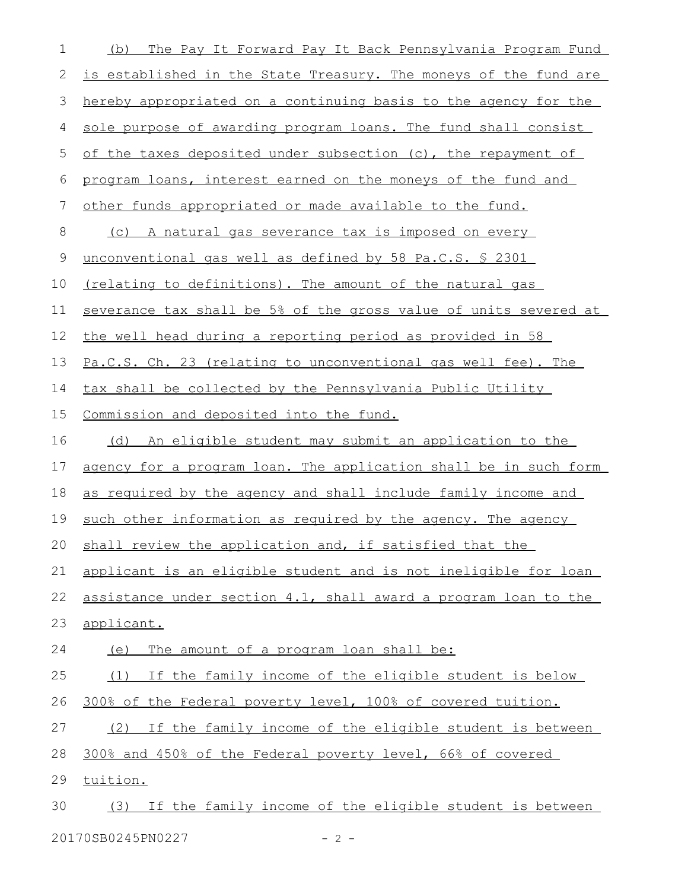(b) The Pay It Forward Pay It Back Pennsylvania Program Fund is established in the State Treasury. The moneys of the fund are hereby appropriated on a continuing basis to the agency for the sole purpose of awarding program loans. The fund shall consist of the taxes deposited under subsection (c), the repayment of program loans, interest earned on the moneys of the fund and other funds appropriated or made available to the fund.

(c) A natural gas severance tax is imposed on every unconventional gas well as defined by 58 Pa.C.S. § 2301 (relating to definitions). The amount of the natural gas severance tax shall be 5% of the gross value of units severed at the well head during a reporting period as provided in 58 Pa.C.S. Ch. 23 (relating to unconventional gas well fee). The tax shall be collected by the Pennsylvania Public Utility Commission and deposited into the fund.

(d) An eligible student may submit an application to the agency for a program loan. The application shall be in such form as required by the agency and shall include family income and such other information as required by the agency. The agency shall review the application and, if satisfied that the applicant is an eligible student and is not ineligible for loan assistance under section 4.1, shall award a program loan to the applicant.

(e) The amount of a program loan shall be:

(1) If the family income of the eligible student is below 300% of the Federal poverty level, 100% of covered tuition.

(2) If the family income of the eligible student is between 300% and 450% of the Federal poverty level, 66% of covered tuition.

(3) If the family income of the eligible student is between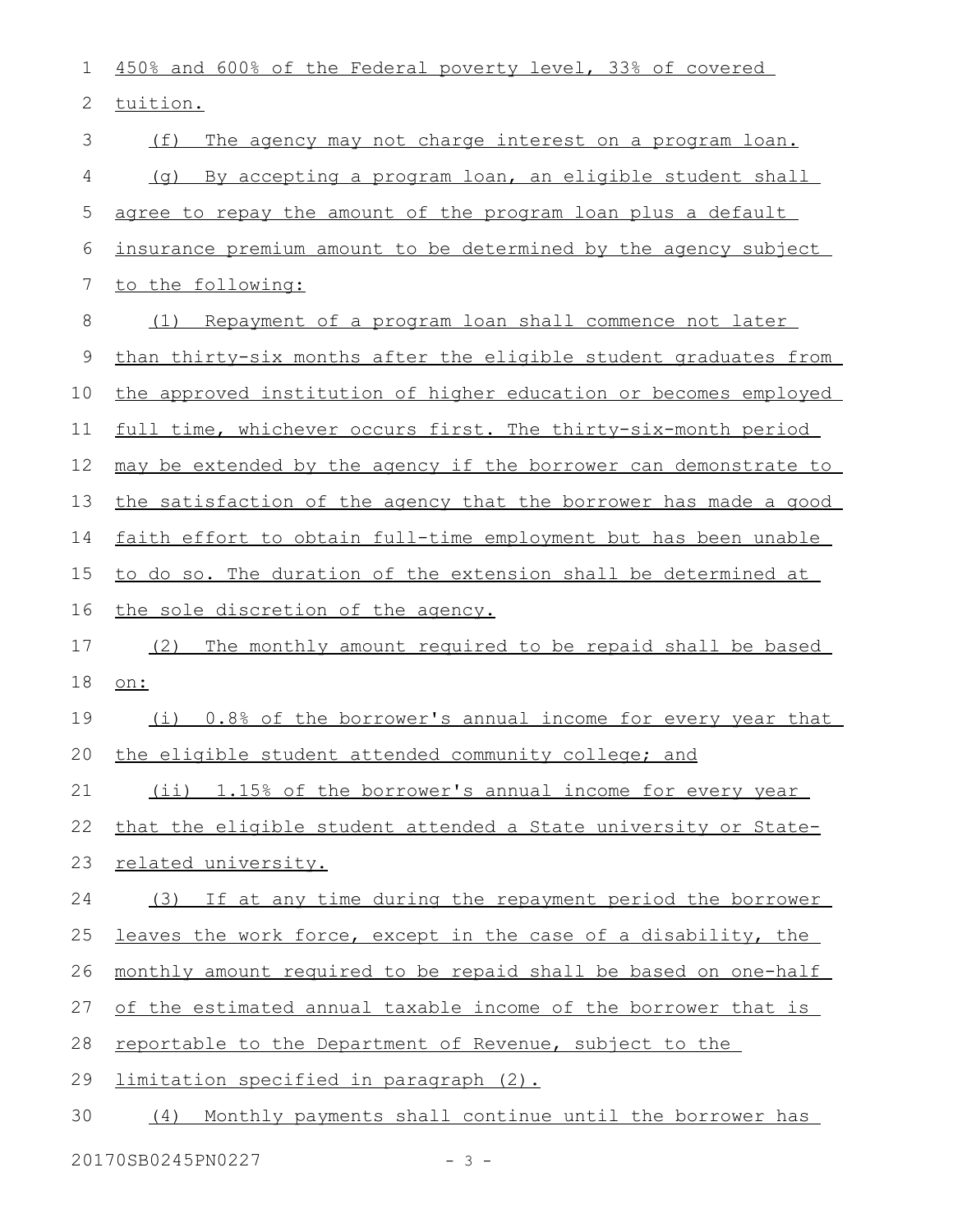450% and 600% of the Federal poverty level, 33% of covered tuition.

(f) The agency may not charge interest on a program loan.

(g) By accepting a program loan, an eligible student shall agree to repay the amount of the program loan plus a default insurance premium amount to be determined by the agency subject to the following:

(1) Repayment of a program loan shall commence not later than thirty-six months after the eligible student graduates from the approved institution of higher education or becomes employed full time, whichever occurs first. The thirty-six-month period may be extended by the agency if the borrower can demonstrate to the satisfaction of the agency that the borrower has made a good faith effort to obtain full-time employment but has been unable to do so. The duration of the extension shall be determined at the sole discretion of the agency.

(2) The monthly amount required to be repaid shall be based on:

(i) 0.8% of the borrower's annual income for every year that the eligible student attended community college; and

(ii) 1.15% of the borrower's annual income for every year that the eligible student attended a State university or State-related university.

(3) If at any time during the repayment period the borrower leaves the work force, except in the case of a disability, the monthly amount required to be repaid shall be based on one-half of the estimated annual taxable income of the borrower that is reportable to the Department of Revenue, subject to the limitation specified in paragraph (2).

(4) Monthly payments shall continue until the borrower has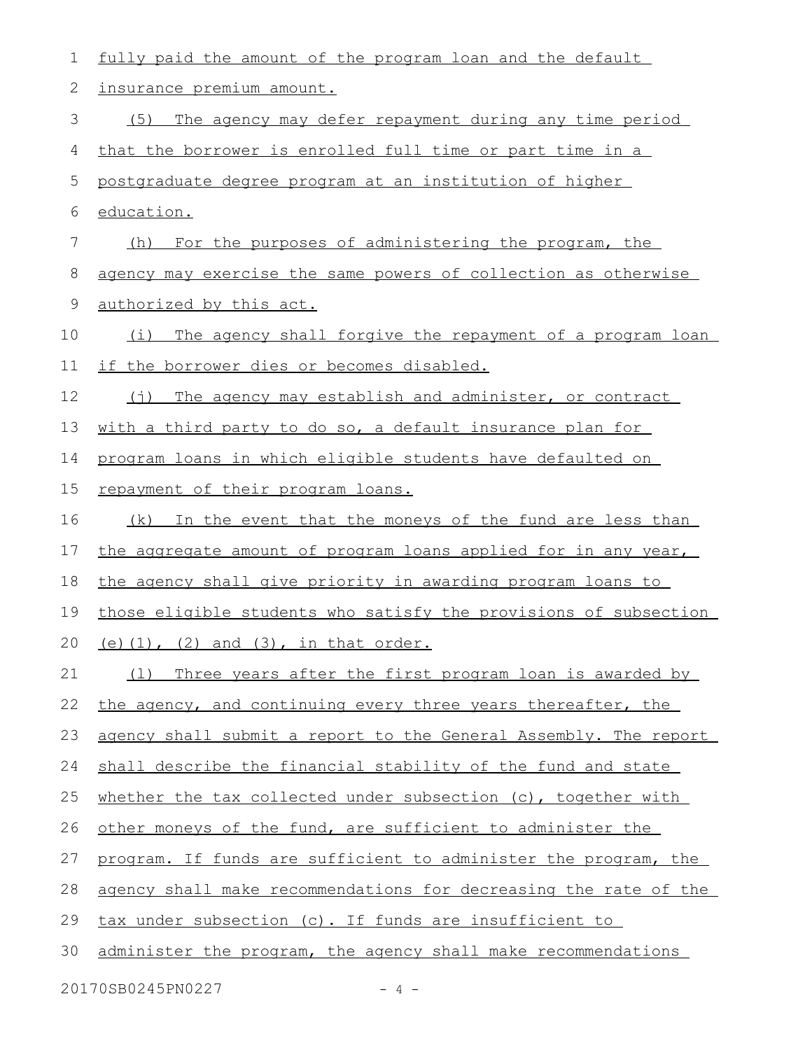fully paid the amount of the program loan and the default insurance premium amount.

(5) The agency may defer repayment during any time period that the borrower is enrolled full time or part time in a postgraduate degree program at an institution of higher education.

(h) For the purposes of administering the program, the agency may exercise the same powers of collection as otherwise authorized by this act.

(i) The agency shall forgive the repayment of a program loan if the borrower dies or becomes disabled.

(j) The agency may establish and administer, or contract with a third party to do so, a default insurance plan for program loans in which eligible students have defaulted on repayment of their program loans.

(k) In the event that the moneys of the fund are less than the aggregate amount of program loans applied for in any year, the agency shall give priority in awarding program loans to those eligible students who satisfy the provisions of subsection (e)(1), (2) and (3), in that order.

(l) Three years after the first program loan is awarded by the agency, and continuing every three years thereafter, the agency shall submit a report to the General Assembly. The report shall describe the financial stability of the fund and state whether the tax collected under subsection (c), together with other moneys of the fund, are sufficient to administer the program. If funds are sufficient to administer the program, the agency shall make recommendations for decreasing the rate of the tax under subsection (c). If funds are insufficient to administer the program, the agency shall make recommendations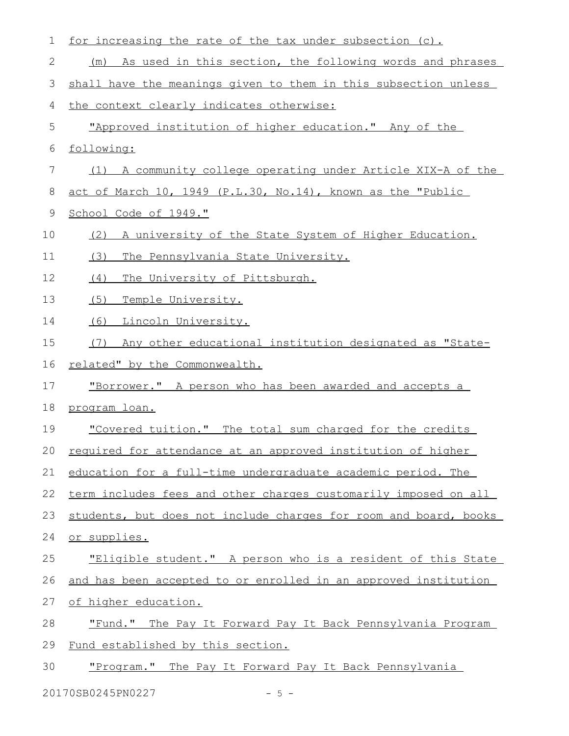for increasing the rate of the tax under subsection (c).

(m) As used in this section, the following words and phrases shall have the meanings given to them in this subsection unless the context clearly indicates otherwise:

"Approved institution of higher education." Any of the following:

(1) A community college operating under Article XIX-A of the act of March 10, 1949 (P.L.30, No.14), known as the "Public School Code of 1949."

(2) A university of the State System of Higher Education.

(3) The Pennsylvania State University.

(4) The University of Pittsburgh.

(5) Temple University.

(6) Lincoln University.

(7) Any other educational institution designated as "State-related" by the Commonwealth.

"Borrower." A person who has been awarded and accepts a program loan.

"Covered tuition." The total sum charged for the credits required for attendance at an approved institution of higher education for a full-time undergraduate academic period. The term includes fees and other charges customarily imposed on all students, but does not include charges for room and board, books or supplies.

"Eligible student." A person who is a resident of this State and has been accepted to or enrolled in an approved institution of higher education.

"Fund." The Pay It Forward Pay It Back Pennsylvania Program Fund established by this section.

"Program." The Pay It Forward Pay It Back Pennsylvania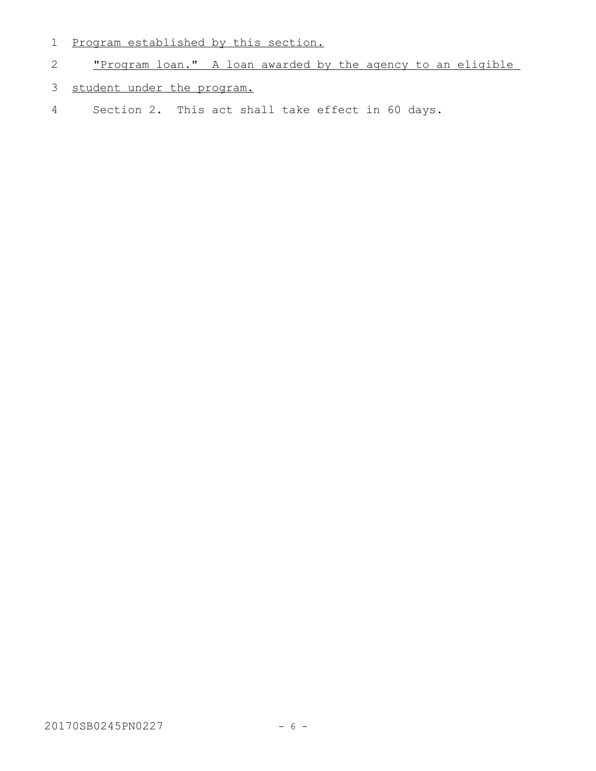Program established by this section.

"Program loan." A loan awarded by the agency to an eligible student under the program.

Section 2. This act shall take effect in 60 days.